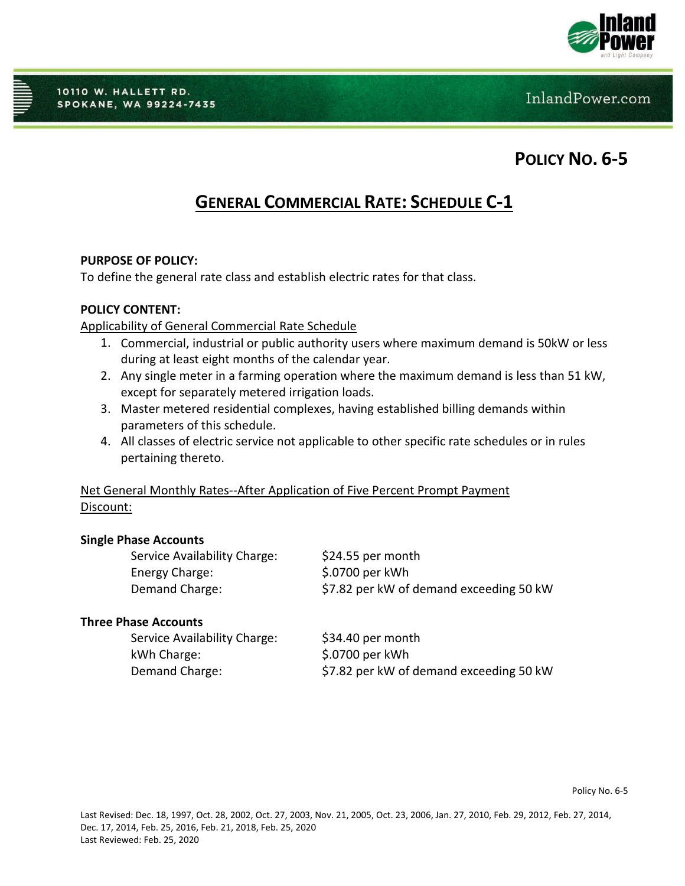# POLICY NO. 6-5

## GENERAL COMMERCIAL RATE: SCHEDULE C-1

**PURPOSE OF POLICY:**
To define the general rate class and establish electric rates for that class.

**POLICY CONTENT:**

Applicability of General Commercial Rate Schedule

1. Commercial, industrial or public authority users where maximum demand is 50kW or less during at least eight months of the calendar year.
2. Any single meter in a farming operation where the maximum demand is less than 51 kW, except for separately metered irrigation loads.
3. Master metered residential complexes, having established billing demands within parameters of this schedule.
4. All classes of electric service not applicable to other specific rate schedules or in rules pertaining thereto.

Net General Monthly Rates--After Application of Five Percent Prompt Payment Discount:

**Single Phase Accounts**

| | |
|---|---|
| Service Availability Charge: | $24.55 per month |
| Energy Charge: | $.0700 per kWh |
| Demand Charge: | $7.82 per kW of demand exceeding 50 kW |

**Three Phase Accounts**

| | |
|---|---|
| Service Availability Charge: | $34.40 per month |
| kWh Charge: | $.0700 per kWh |
| Demand Charge: | $7.82 per kW of demand exceeding 50 kW |

Last Revised: Dec. 18, 1997, Oct. 28, 2002, Oct. 27, 2003, Nov. 21, 2005, Oct. 23, 2006, Jan. 27, 2010, Feb. 29, 2012, Feb. 27, 2014, Dec. 17, 2014, Feb. 25, 2016, Feb. 21, 2018, Feb. 25, 2020
Last Reviewed: Feb. 25, 2020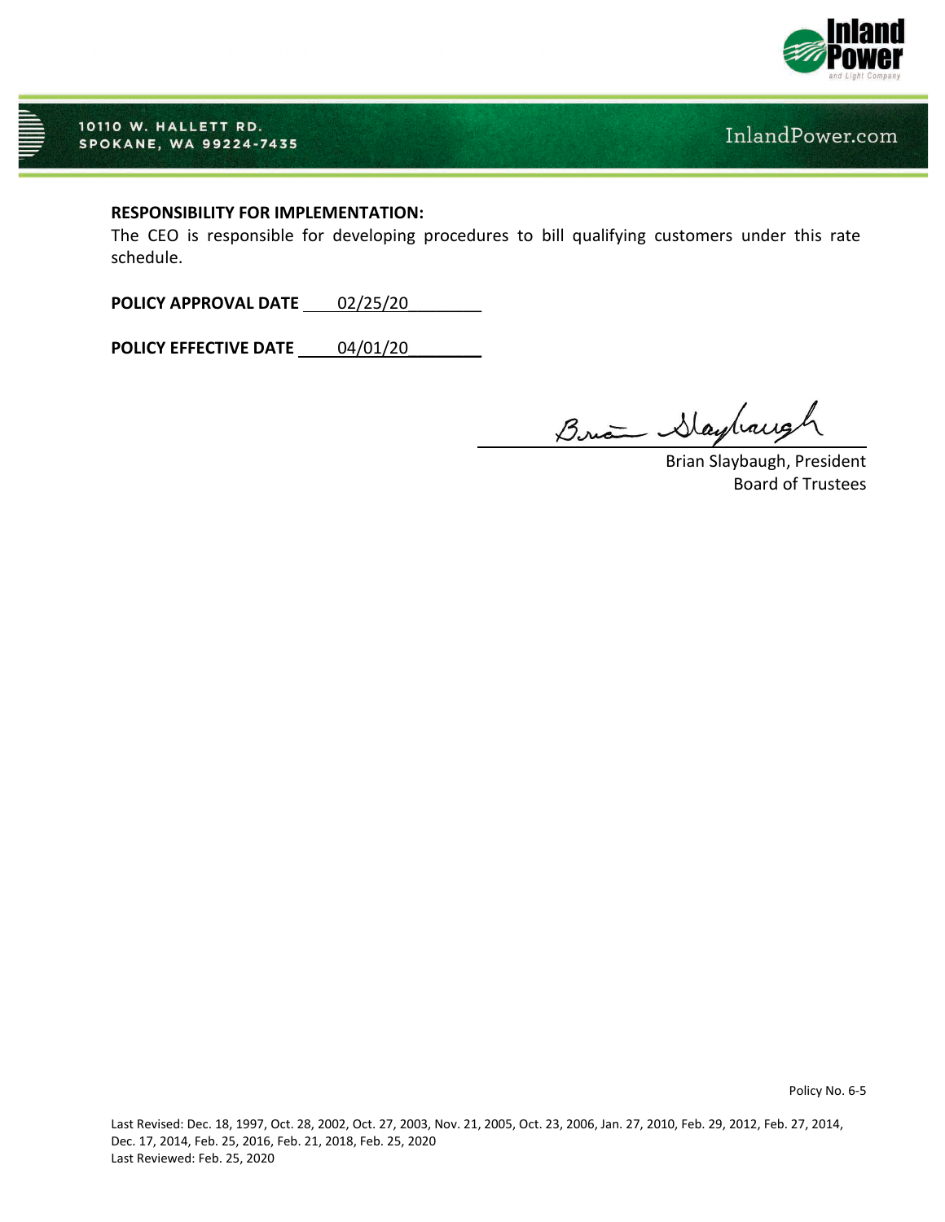**RESPONSIBILITY FOR IMPLEMENTATION:**

The CEO is responsible for developing procedures to bill qualifying customers under this rate schedule.

**POLICY APPROVAL DATE** 02/25/20

**POLICY EFFECTIVE DATE** 04/01/20

Brian Slaybaugh, President
Board of Trustees

Policy No. 6-5

Last Revised: Dec. 18, 1997, Oct. 28, 2002, Oct. 27, 2003, Nov. 21, 2005, Oct. 23, 2006, Jan. 27, 2010, Feb. 29, 2012, Feb. 27, 2014, Dec. 17, 2014, Feb. 25, 2016, Feb. 21, 2018, Feb. 25, 2020
Last Reviewed: Feb. 25, 2020